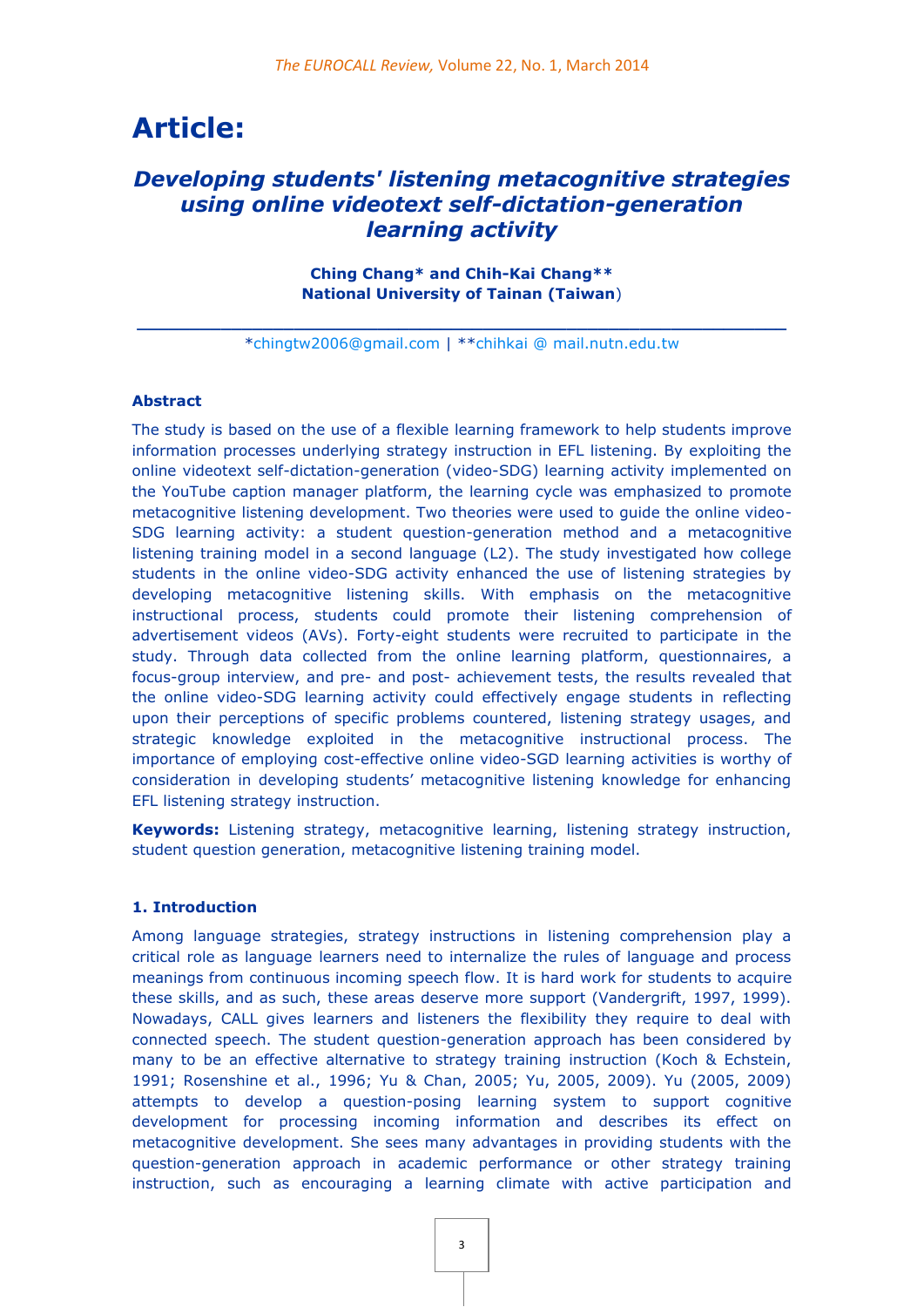# Article:

## *Developing students' listening metacognitive strategies using online videotext self-dictation-generation learning activity*

**Ching Chang\* and Chih-Kai Chang\*\***
**National University of Tainan (Taiwan**)

\*chingtw2006@gmail.com | \*\*chihkai @ mail.nutn.edu.tw

### Abstract

The study is based on the use of a flexible learning framework to help students improve information processes underlying strategy instruction in EFL listening. By exploiting the online videotext self-dictation-generation (video-SDG) learning activity implemented on the YouTube caption manager platform, the learning cycle was emphasized to promote metacognitive listening development. Two theories were used to guide the online video-SDG learning activity: a student question-generation method and a metacognitive listening training model in a second language (L2). The study investigated how college students in the online video-SDG activity enhanced the use of listening strategies by developing metacognitive listening skills. With emphasis on the metacognitive instructional process, students could promote their listening comprehension of advertisement videos (AVs). Forty-eight students were recruited to participate in the study. Through data collected from the online learning platform, questionnaires, a focus-group interview, and pre- and post- achievement tests, the results revealed that the online video-SDG learning activity could effectively engage students in reflecting upon their perceptions of specific problems countered, listening strategy usages, and strategic knowledge exploited in the metacognitive instructional process. The importance of employing cost-effective online video-SGD learning activities is worthy of consideration in developing students' metacognitive listening knowledge for enhancing EFL listening strategy instruction.

**Keywords:** Listening strategy, metacognitive learning, listening strategy instruction, student question generation, metacognitive listening training model.

### 1. Introduction

Among language strategies, strategy instructions in listening comprehension play a critical role as language learners need to internalize the rules of language and process meanings from continuous incoming speech flow. It is hard work for students to acquire these skills, and as such, these areas deserve more support (Vandergrift, 1997, 1999). Nowadays, CALL gives learners and listeners the flexibility they require to deal with connected speech. The student question-generation approach has been considered by many to be an effective alternative to strategy training instruction (Koch & Echstein, 1991; Rosenshine et al., 1996; Yu & Chan, 2005; Yu, 2005, 2009). Yu (2005, 2009) attempts to develop a question-posing learning system to support cognitive development for processing incoming information and describes its effect on metacognitive development. She sees many advantages in providing students with the question-generation approach in academic performance or other strategy training instruction, such as encouraging a learning climate with active participation and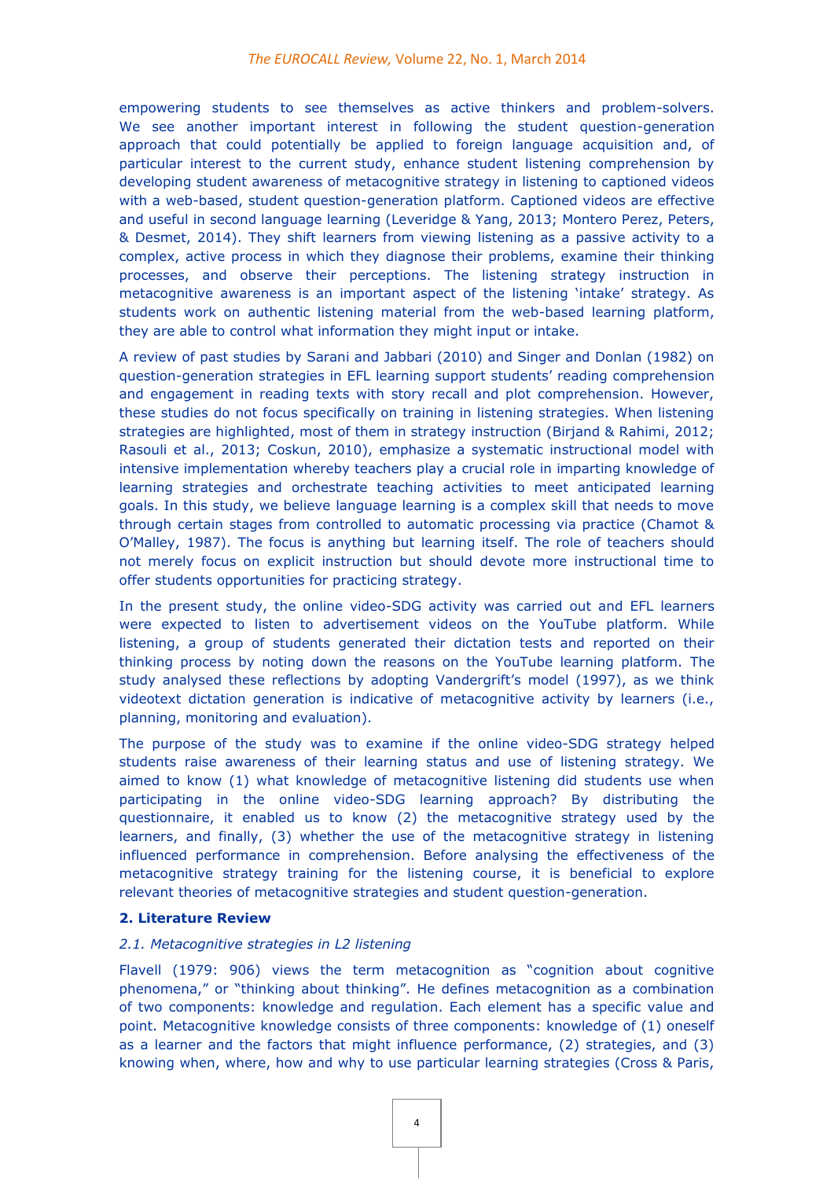empowering students to see themselves as active thinkers and problem-solvers. We see another important interest in following the student question-generation approach that could potentially be applied to foreign language acquisition and, of particular interest to the current study, enhance student listening comprehension by developing student awareness of metacognitive strategy in listening to captioned videos with a web-based, student question-generation platform. Captioned videos are effective and useful in second language learning (Leveridge & Yang, 2013; Montero Perez, Peters, & Desmet, 2014). They shift learners from viewing listening as a passive activity to a complex, active process in which they diagnose their problems, examine their thinking processes, and observe their perceptions. The listening strategy instruction in metacognitive awareness is an important aspect of the listening 'intake' strategy. As students work on authentic listening material from the web-based learning platform, they are able to control what information they might input or intake.

A review of past studies by Sarani and Jabbari (2010) and Singer and Donlan (1982) on question-generation strategies in EFL learning support students' reading comprehension and engagement in reading texts with story recall and plot comprehension. However, these studies do not focus specifically on training in listening strategies. When listening strategies are highlighted, most of them in strategy instruction (Birjand & Rahimi, 2012; Rasouli et al., 2013; Coskun, 2010), emphasize a systematic instructional model with intensive implementation whereby teachers play a crucial role in imparting knowledge of learning strategies and orchestrate teaching activities to meet anticipated learning goals. In this study, we believe language learning is a complex skill that needs to move through certain stages from controlled to automatic processing via practice (Chamot & O'Malley, 1987). The focus is anything but learning itself. The role of teachers should not merely focus on explicit instruction but should devote more instructional time to offer students opportunities for practicing strategy.

In the present study, the online video-SDG activity was carried out and EFL learners were expected to listen to advertisement videos on the YouTube platform. While listening, a group of students generated their dictation tests and reported on their thinking process by noting down the reasons on the YouTube learning platform. The study analysed these reflections by adopting Vandergrift's model (1997), as we think videotext dictation generation is indicative of metacognitive activity by learners (i.e., planning, monitoring and evaluation).

The purpose of the study was to examine if the online video-SDG strategy helped students raise awareness of their learning status and use of listening strategy. We aimed to know (1) what knowledge of metacognitive listening did students use when participating in the online video-SDG learning approach? By distributing the questionnaire, it enabled us to know (2) the metacognitive strategy used by the learners, and finally, (3) whether the use of the metacognitive strategy in listening influenced performance in comprehension. Before analysing the effectiveness of the metacognitive strategy training for the listening course, it is beneficial to explore relevant theories of metacognitive strategies and student question-generation.

## 2. Literature Review

### *2.1. Metacognitive strategies in L2 listening*

Flavell (1979: 906) views the term metacognition as "cognition about cognitive phenomena," or "thinking about thinking". He defines metacognition as a combination of two components: knowledge and regulation. Each element has a specific value and point. Metacognitive knowledge consists of three components: knowledge of (1) oneself as a learner and the factors that might influence performance, (2) strategies, and (3) knowing when, where, how and why to use particular learning strategies (Cross & Paris,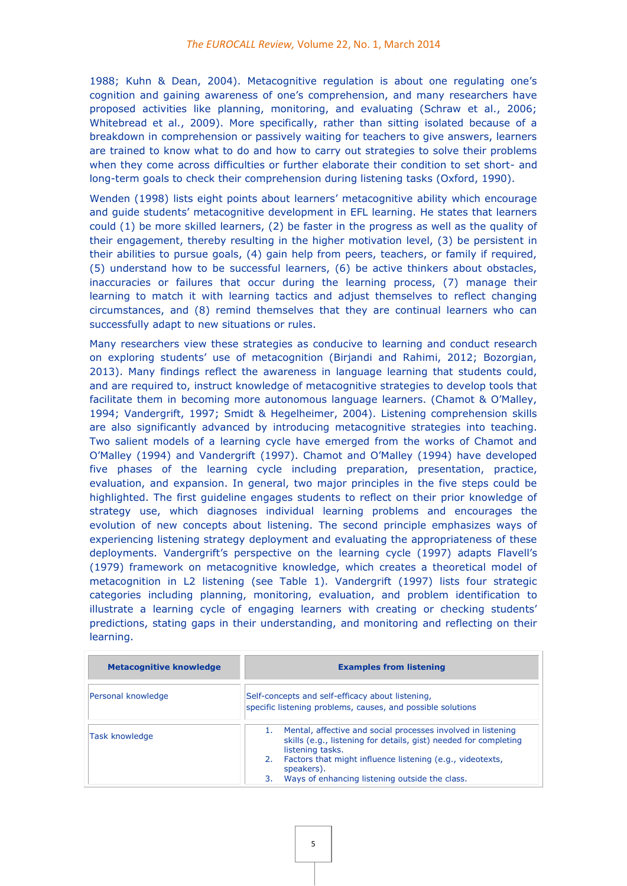1988; Kuhn & Dean, 2004). Metacognitive regulation is about one regulating one's cognition and gaining awareness of one's comprehension, and many researchers have proposed activities like planning, monitoring, and evaluating (Schraw et al., 2006; Whitebread et al., 2009). More specifically, rather than sitting isolated because of a breakdown in comprehension or passively waiting for teachers to give answers, learners are trained to know what to do and how to carry out strategies to solve their problems when they come across difficulties or further elaborate their condition to set short- and long-term goals to check their comprehension during listening tasks (Oxford, 1990).

Wenden (1998) lists eight points about learners' metacognitive ability which encourage and guide students' metacognitive development in EFL learning. He states that learners could (1) be more skilled learners, (2) be faster in the progress as well as the quality of their engagement, thereby resulting in the higher motivation level, (3) be persistent in their abilities to pursue goals, (4) gain help from peers, teachers, or family if required, (5) understand how to be successful learners, (6) be active thinkers about obstacles, inaccuracies or failures that occur during the learning process, (7) manage their learning to match it with learning tactics and adjust themselves to reflect changing circumstances, and (8) remind themselves that they are continual learners who can successfully adapt to new situations or rules.

Many researchers view these strategies as conducive to learning and conduct research on exploring students' use of metacognition (Birjandi and Rahimi, 2012; Bozorgian, 2013). Many findings reflect the awareness in language learning that students could, and are required to, instruct knowledge of metacognitive strategies to develop tools that facilitate them in becoming more autonomous language learners. (Chamot & O'Malley, 1994; Vandergrift, 1997; Smidt & Hegelheimer, 2004). Listening comprehension skills are also significantly advanced by introducing metacognitive strategies into teaching. Two salient models of a learning cycle have emerged from the works of Chamot and O'Malley (1994) and Vandergrift (1997). Chamot and O'Malley (1994) have developed five phases of the learning cycle including preparation, presentation, practice, evaluation, and expansion. In general, two major principles in the five steps could be highlighted. The first guideline engages students to reflect on their prior knowledge of strategy use, which diagnoses individual learning problems and encourages the evolution of new concepts about listening. The second principle emphasizes ways of experiencing listening strategy deployment and evaluating the appropriateness of these deployments. Vandergrift's perspective on the learning cycle (1997) adapts Flavell's (1979) framework on metacognitive knowledge, which creates a theoretical model of metacognition in L2 listening (see Table 1). Vandergrift (1997) lists four strategic categories including planning, monitoring, evaluation, and problem identification to illustrate a learning cycle of engaging learners with creating or checking students' predictions, stating gaps in their understanding, and monitoring and reflecting on their learning.

| Metacognitive knowledge | Examples from listening |
|---|---|
| Personal knowledge | Self-concepts and self-efficacy about listening, specific listening problems, causes, and possible solutions |
| Task knowledge | 1. Mental, affective and social processes involved in listening skills (e.g., listening for details, gist) needed for completing listening tasks. 2. Factors that might influence listening (e.g., videotexts, speakers). 3. Ways of enhancing listening outside the class. |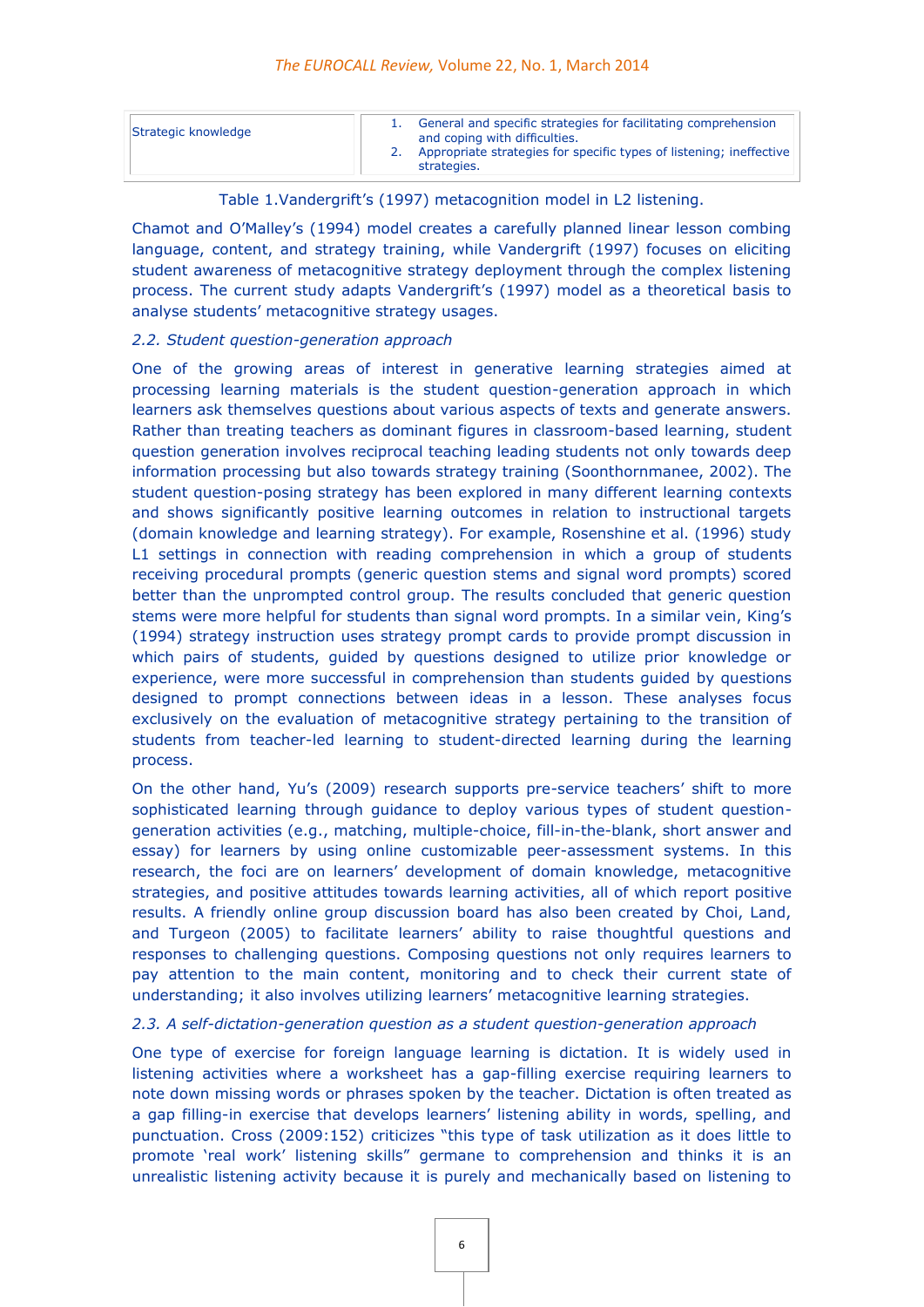| Strategic knowledge | 1. General and specific strategies for facilitating comprehension and coping with difficulties.<br>2. Appropriate strategies for specific types of listening; ineffective strategies. |
|---|---|

Table 1.Vandergrift's (1997) metacognition model in L2 listening.

Chamot and O'Malley's (1994) model creates a carefully planned linear lesson combing language, content, and strategy training, while Vandergrift (1997) focuses on eliciting student awareness of metacognitive strategy deployment through the complex listening process. The current study adapts Vandergrift's (1997) model as a theoretical basis to analyse students' metacognitive strategy usages.

### *2.2. Student question-generation approach*

One of the growing areas of interest in generative learning strategies aimed at processing learning materials is the student question-generation approach in which learners ask themselves questions about various aspects of texts and generate answers. Rather than treating teachers as dominant figures in classroom-based learning, student question generation involves reciprocal teaching leading students not only towards deep information processing but also towards strategy training (Soonthornmanee, 2002). The student question-posing strategy has been explored in many different learning contexts and shows significantly positive learning outcomes in relation to instructional targets (domain knowledge and learning strategy). For example, Rosenshine et al. (1996) study L1 settings in connection with reading comprehension in which a group of students receiving procedural prompts (generic question stems and signal word prompts) scored better than the unprompted control group. The results concluded that generic question stems were more helpful for students than signal word prompts. In a similar vein, King's (1994) strategy instruction uses strategy prompt cards to provide prompt discussion in which pairs of students, guided by questions designed to utilize prior knowledge or experience, were more successful in comprehension than students guided by questions designed to prompt connections between ideas in a lesson. These analyses focus exclusively on the evaluation of metacognitive strategy pertaining to the transition of students from teacher-led learning to student-directed learning during the learning process.

On the other hand, Yu's (2009) research supports pre-service teachers' shift to more sophisticated learning through guidance to deploy various types of student question-generation activities (e.g., matching, multiple-choice, fill-in-the-blank, short answer and essay) for learners by using online customizable peer-assessment systems. In this research, the foci are on learners' development of domain knowledge, metacognitive strategies, and positive attitudes towards learning activities, all of which report positive results. A friendly online group discussion board has also been created by Choi, Land, and Turgeon (2005) to facilitate learners' ability to raise thoughtful questions and responses to challenging questions. Composing questions not only requires learners to pay attention to the main content, monitoring and to check their current state of understanding; it also involves utilizing learners' metacognitive learning strategies.

### *2.3. A self-dictation-generation question as a student question-generation approach*

One type of exercise for foreign language learning is dictation. It is widely used in listening activities where a worksheet has a gap-filling exercise requiring learners to note down missing words or phrases spoken by the teacher. Dictation is often treated as a gap filling-in exercise that develops learners' listening ability in words, spelling, and punctuation. Cross (2009:152) criticizes "this type of task utilization as it does little to promote 'real work' listening skills" germane to comprehension and thinks it is an unrealistic listening activity because it is purely and mechanically based on listening to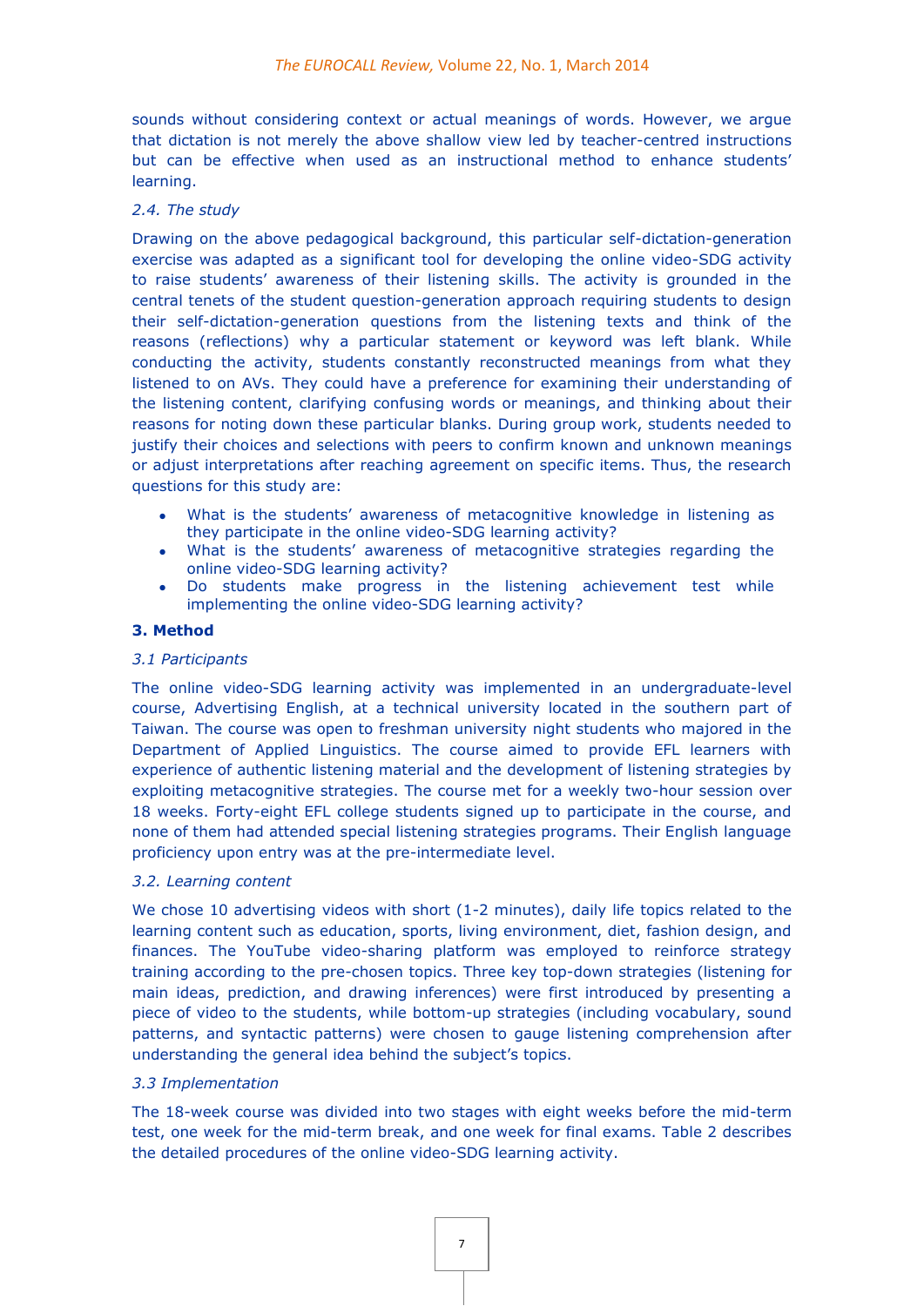sounds without considering context or actual meanings of words. However, we argue that dictation is not merely the above shallow view led by teacher-centred instructions but can be effective when used as an instructional method to enhance students' learning.

### *2.4. The study*

Drawing on the above pedagogical background, this particular self-dictation-generation exercise was adapted as a significant tool for developing the online video-SDG activity to raise students' awareness of their listening skills. The activity is grounded in the central tenets of the student question-generation approach requiring students to design their self-dictation-generation questions from the listening texts and think of the reasons (reflections) why a particular statement or keyword was left blank. While conducting the activity, students constantly reconstructed meanings from what they listened to on AVs. They could have a preference for examining their understanding of the listening content, clarifying confusing words or meanings, and thinking about their reasons for noting down these particular blanks. During group work, students needed to justify their choices and selections with peers to confirm known and unknown meanings or adjust interpretations after reaching agreement on specific items. Thus, the research questions for this study are:

- What is the students' awareness of metacognitive knowledge in listening as they participate in the online video-SDG learning activity?
- What is the students' awareness of metacognitive strategies regarding the online video-SDG learning activity?
- Do students make progress in the listening achievement test while implementing the online video-SDG learning activity?

## **3. Method**

### *3.1 Participants*

The online video-SDG learning activity was implemented in an undergraduate-level course, Advertising English, at a technical university located in the southern part of Taiwan. The course was open to freshman university night students who majored in the Department of Applied Linguistics. The course aimed to provide EFL learners with experience of authentic listening material and the development of listening strategies by exploiting metacognitive strategies. The course met for a weekly two-hour session over 18 weeks. Forty-eight EFL college students signed up to participate in the course, and none of them had attended special listening strategies programs. Their English language proficiency upon entry was at the pre-intermediate level.

### *3.2. Learning content*

We chose 10 advertising videos with short (1-2 minutes), daily life topics related to the learning content such as education, sports, living environment, diet, fashion design, and finances. The YouTube video-sharing platform was employed to reinforce strategy training according to the pre-chosen topics. Three key top-down strategies (listening for main ideas, prediction, and drawing inferences) were first introduced by presenting a piece of video to the students, while bottom-up strategies (including vocabulary, sound patterns, and syntactic patterns) were chosen to gauge listening comprehension after understanding the general idea behind the subject's topics.

### *3.3 Implementation*

The 18-week course was divided into two stages with eight weeks before the mid-term test, one week for the mid-term break, and one week for final exams. Table 2 describes the detailed procedures of the online video-SDG learning activity.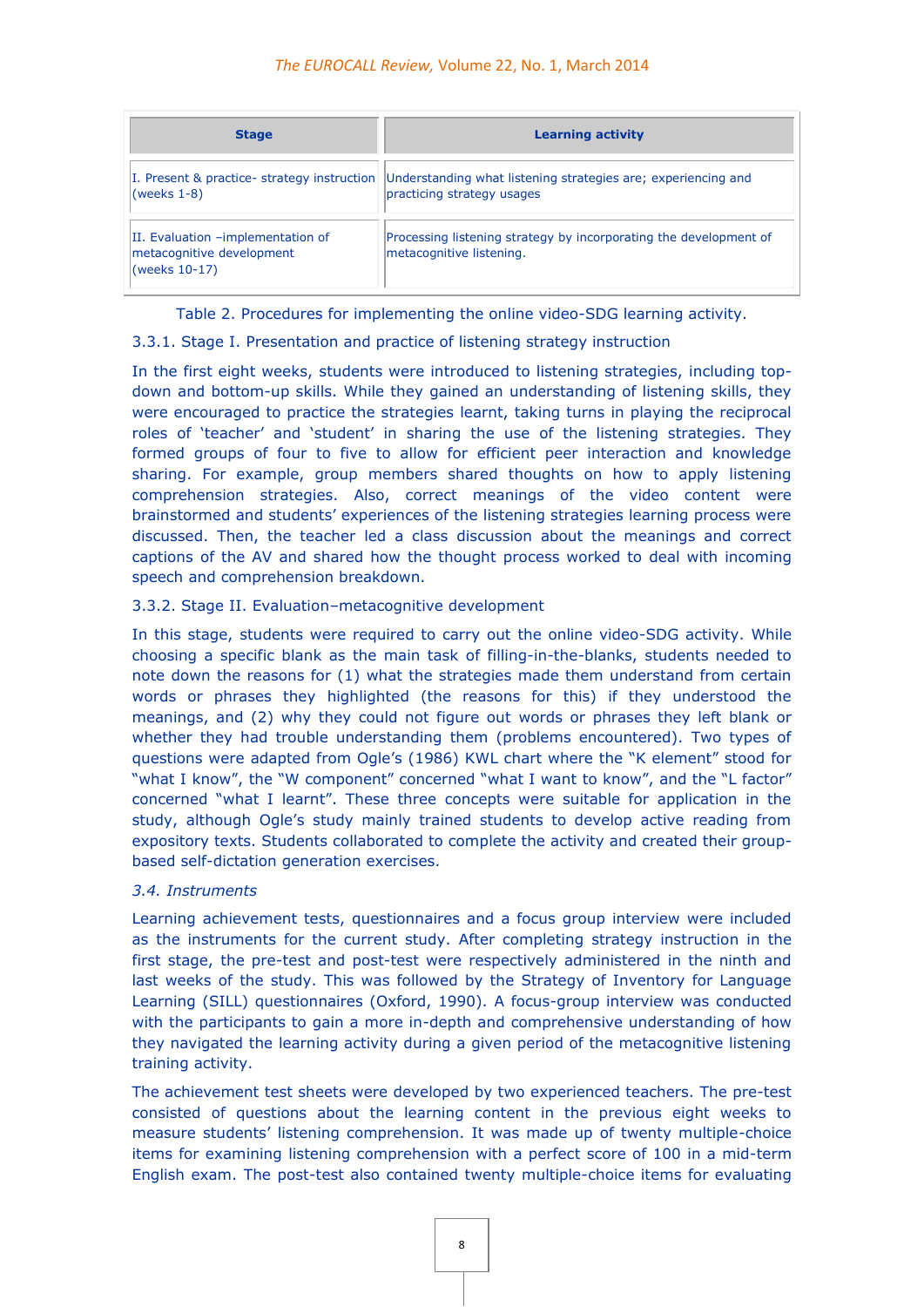| Stage | Learning activity |
|---|---|
| I. Present & practice- strategy instruction (weeks 1-8) | Understanding what listening strategies are; experiencing and practicing strategy usages |
| II. Evaluation –implementation of metacognitive development (weeks 10-17) | Processing listening strategy by incorporating the development of metacognitive listening. |

Table 2. Procedures for implementing the online video-SDG learning activity.

#### 3.3.1. Stage I. Presentation and practice of listening strategy instruction

In the first eight weeks, students were introduced to listening strategies, including top-down and bottom-up skills. While they gained an understanding of listening skills, they were encouraged to practice the strategies learnt, taking turns in playing the reciprocal roles of 'teacher' and 'student' in sharing the use of the listening strategies. They formed groups of four to five to allow for efficient peer interaction and knowledge sharing. For example, group members shared thoughts on how to apply listening comprehension strategies. Also, correct meanings of the video content were brainstormed and students' experiences of the listening strategies learning process were discussed. Then, the teacher led a class discussion about the meanings and correct captions of the AV and shared how the thought process worked to deal with incoming speech and comprehension breakdown.

#### 3.3.2. Stage II. Evaluation–metacognitive development

In this stage, students were required to carry out the online video-SDG activity. While choosing a specific blank as the main task of filling-in-the-blanks, students needed to note down the reasons for (1) what the strategies made them understand from certain words or phrases they highlighted (the reasons for this) if they understood the meanings, and (2) why they could not figure out words or phrases they left blank or whether they had trouble understanding them (problems encountered). Two types of questions were adapted from Ogle's (1986) KWL chart where the "K element" stood for "what I know", the "W component" concerned "what I want to know", and the "L factor" concerned "what I learnt". These three concepts were suitable for application in the study, although Ogle's study mainly trained students to develop active reading from expository texts. Students collaborated to complete the activity and created their group-based self-dictation generation exercises.

### *3.4. Instruments*

Learning achievement tests, questionnaires and a focus group interview were included as the instruments for the current study. After completing strategy instruction in the first stage, the pre-test and post-test were respectively administered in the ninth and last weeks of the study. This was followed by the Strategy of Inventory for Language Learning (SILL) questionnaires (Oxford, 1990). A focus-group interview was conducted with the participants to gain a more in-depth and comprehensive understanding of how they navigated the learning activity during a given period of the metacognitive listening training activity.

The achievement test sheets were developed by two experienced teachers. The pre-test consisted of questions about the learning content in the previous eight weeks to measure students' listening comprehension. It was made up of twenty multiple-choice items for examining listening comprehension with a perfect score of 100 in a mid-term English exam. The post-test also contained twenty multiple-choice items for evaluating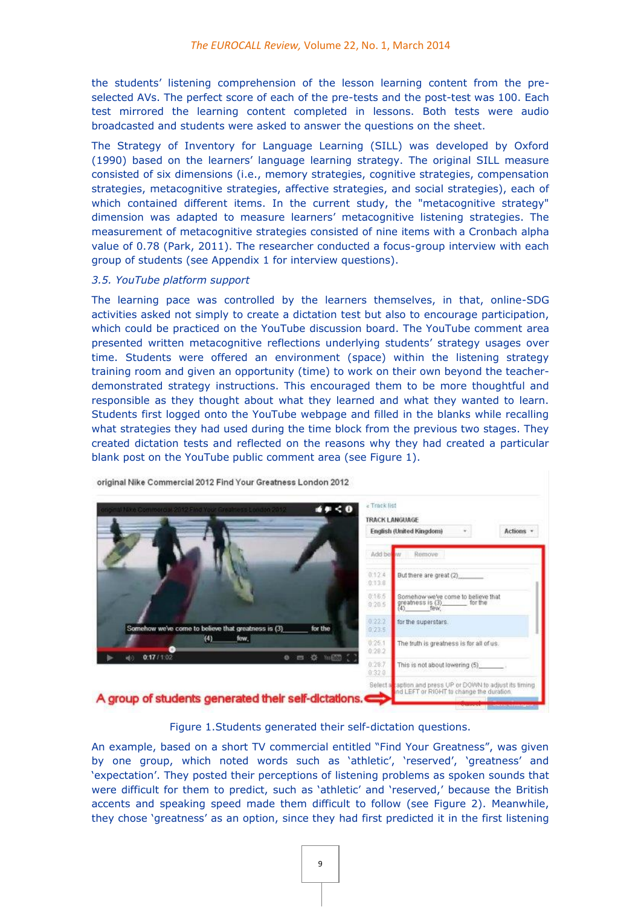the students' listening comprehension of the lesson learning content from the pre-selected AVs. The perfect score of each of the pre-tests and the post-test was 100. Each test mirrored the learning content completed in lessons. Both tests were audio broadcasted and students were asked to answer the questions on the sheet.

The Strategy of Inventory for Language Learning (SILL) was developed by Oxford (1990) based on the learners' language learning strategy. The original SILL measure consisted of six dimensions (i.e., memory strategies, cognitive strategies, compensation strategies, metacognitive strategies, affective strategies, and social strategies), each of which contained different items. In the current study, the "metacognitive strategy" dimension was adapted to measure learners' metacognitive listening strategies. The measurement of metacognitive strategies consisted of nine items with a Cronbach alpha value of 0.78 (Park, 2011). The researcher conducted a focus-group interview with each group of students (see Appendix 1 for interview questions).

*3.5. YouTube platform support*

The learning pace was controlled by the learners themselves, in that, online-SDG activities asked not simply to create a dictation test but also to encourage participation, which could be practiced on the YouTube discussion board. The YouTube comment area presented written metacognitive reflections underlying students' strategy usages over time. Students were offered an environment (space) within the listening strategy training room and given an opportunity (time) to work on their own beyond the teacher-demonstrated strategy instructions. This encouraged them to be more thoughtful and responsible as they thought about what they learned and what they wanted to learn. Students first logged onto the YouTube webpage and filled in the blanks while recalling what strategies they had used during the time block from the previous two stages. They created dictation tests and reflected on the reasons why they had created a particular blank post on the YouTube public comment area (see Figure 1).

Figure 1.Students generated their self-dictation questions.

An example, based on a short TV commercial entitled "Find Your Greatness", was given by one group, which noted words such as 'athletic', 'reserved', 'greatness' and 'expectation'. They posted their perceptions of listening problems as spoken sounds that were difficult for them to predict, such as 'athletic' and 'reserved,' because the British accents and speaking speed made them difficult to follow (see Figure 2). Meanwhile, they chose 'greatness' as an option, since they had first predicted it in the first listening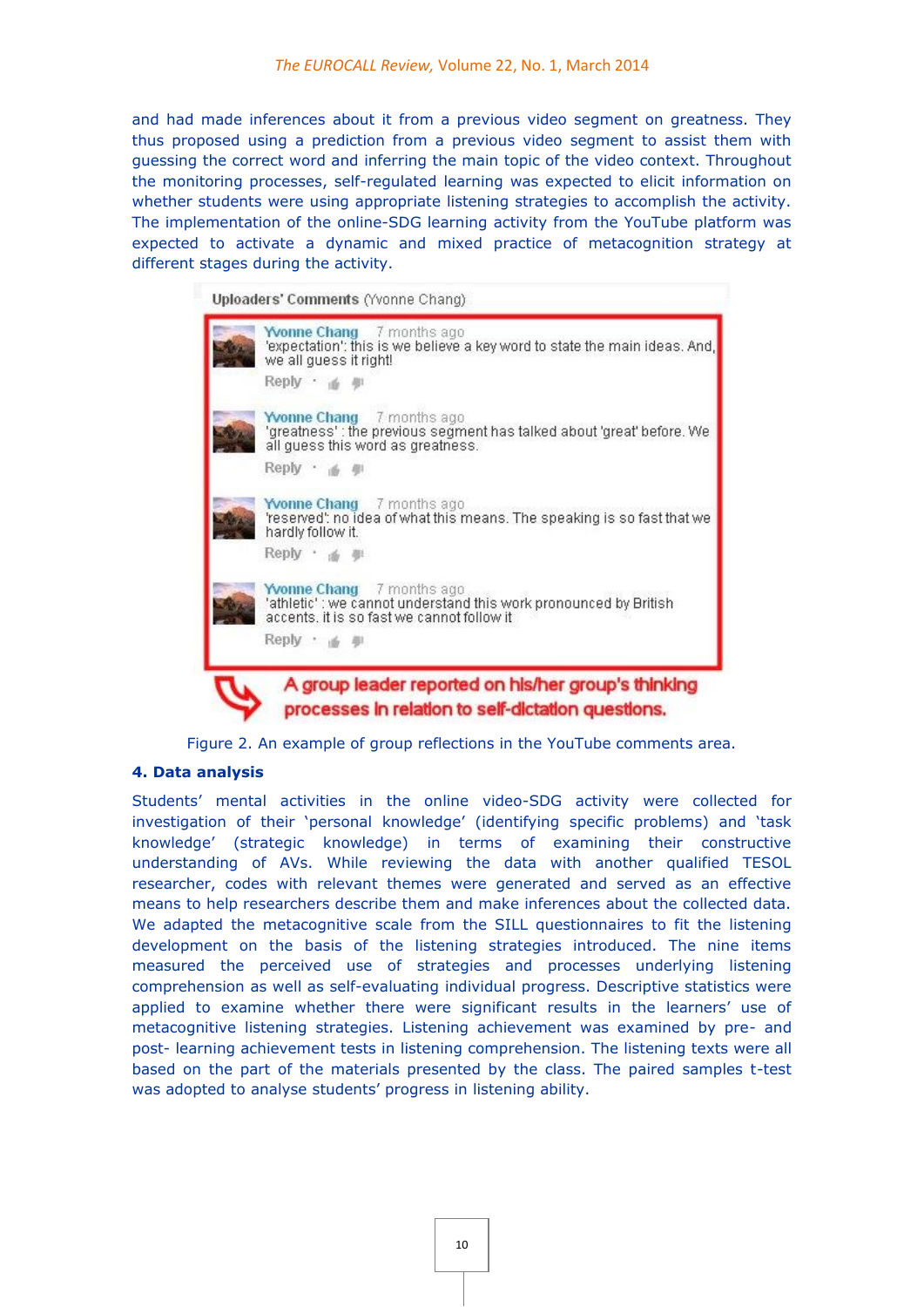and had made inferences about it from a previous video segment on greatness. They thus proposed using a prediction from a previous video segment to assist them with guessing the correct word and inferring the main topic of the video context. Throughout the monitoring processes, self-regulated learning was expected to elicit information on whether students were using appropriate listening strategies to accomplish the activity. The implementation of the online-SDG learning activity from the YouTube platform was expected to activate a dynamic and mixed practice of metacognition strategy at different stages during the activity.

Uploaders' Comments (Yvonne Chang)

Yvonne Chang 7 months ago
'expectation': this is we believe a key word to state the main ideas. And, we all guess it right!

Yvonne Chang 7 months ago
'greatness' : the previous segment has talked about 'great' before. We all guess this word as greatness.

Yvonne Chang 7 months ago
'reserved': no idea of what this means. The speaking is so fast that we hardly follow it.

Yvonne Chang 7 months ago
'athletic' : we cannot understand this work pronounced by British accents. it is so fast we cannot follow it

A group leader reported on his/her group's thinking processes in relation to self-dictation questions.

Figure 2. An example of group reflections in the YouTube comments area.

### 4. Data analysis

Students' mental activities in the online video-SDG activity were collected for investigation of their 'personal knowledge' (identifying specific problems) and 'task knowledge' (strategic knowledge) in terms of examining their constructive understanding of AVs. While reviewing the data with another qualified TESOL researcher, codes with relevant themes were generated and served as an effective means to help researchers describe them and make inferences about the collected data. We adapted the metacognitive scale from the SILL questionnaires to fit the listening development on the basis of the listening strategies introduced. The nine items measured the perceived use of strategies and processes underlying listening comprehension as well as self-evaluating individual progress. Descriptive statistics were applied to examine whether there were significant results in the learners' use of metacognitive listening strategies. Listening achievement was examined by pre- and post- learning achievement tests in listening comprehension. The listening texts were all based on the part of the materials presented by the class. The paired samples t-test was adopted to analyse students' progress in listening ability.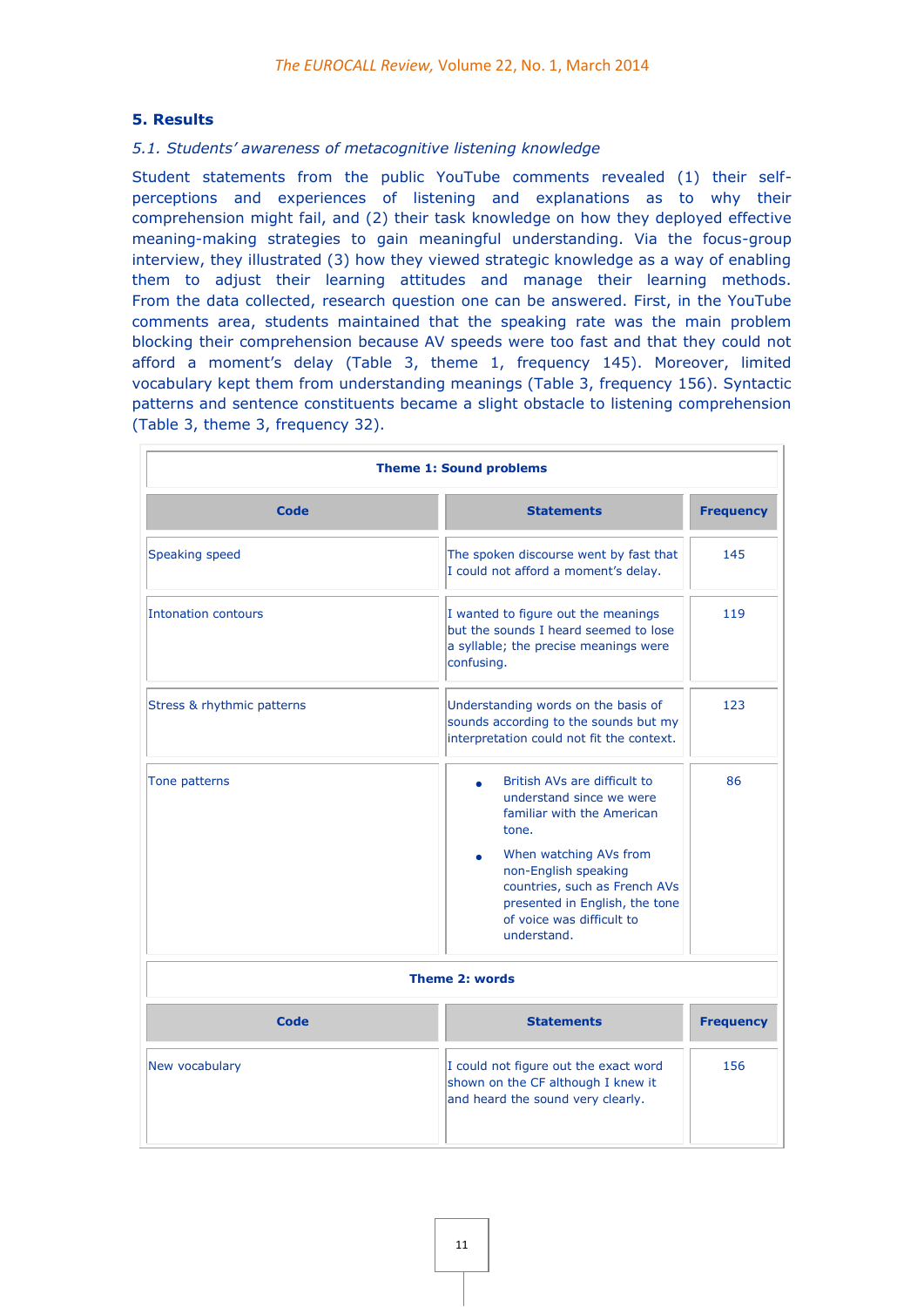## 5. Results

### *5.1. Students' awareness of metacognitive listening knowledge*

Student statements from the public YouTube comments revealed (1) their self-perceptions and experiences of listening and explanations as to why their comprehension might fail, and (2) their task knowledge on how they deployed effective meaning-making strategies to gain meaningful understanding. Via the focus-group interview, they illustrated (3) how they viewed strategic knowledge as a way of enabling them to adjust their learning attitudes and manage their learning methods. From the data collected, research question one can be answered. First, in the YouTube comments area, students maintained that the speaking rate was the main problem blocking their comprehension because AV speeds were too fast and that they could not afford a moment's delay (Table 3, theme 1, frequency 145). Moreover, limited vocabulary kept them from understanding meanings (Table 3, frequency 156). Syntactic patterns and sentence constituents became a slight obstacle to listening comprehension (Table 3, theme 3, frequency 32).

| **Theme 1: Sound problems** | | |
|---|---|---|
| **Code** | **Statements** | **Frequency** |
| Speaking speed | The spoken discourse went by fast that I could not afford a moment's delay. | 145 |
| Intonation contours | I wanted to figure out the meanings but the sounds I heard seemed to lose a syllable; the precise meanings were confusing. | 119 |
| Stress & rhythmic patterns | Understanding words on the basis of sounds according to the sounds but my interpretation could not fit the context. | 123 |
| Tone patterns | • British AVs are difficult to understand since we were familiar with the American tone. <br> • When watching AVs from non-English speaking countries, such as French AVs presented in English, the tone of voice was difficult to understand. | 86 |
| **Theme 2: words** | | |
| **Code** | **Statements** | **Frequency** |
| New vocabulary | I could not figure out the exact word shown on the CF although I knew it and heard the sound very clearly. | 156 |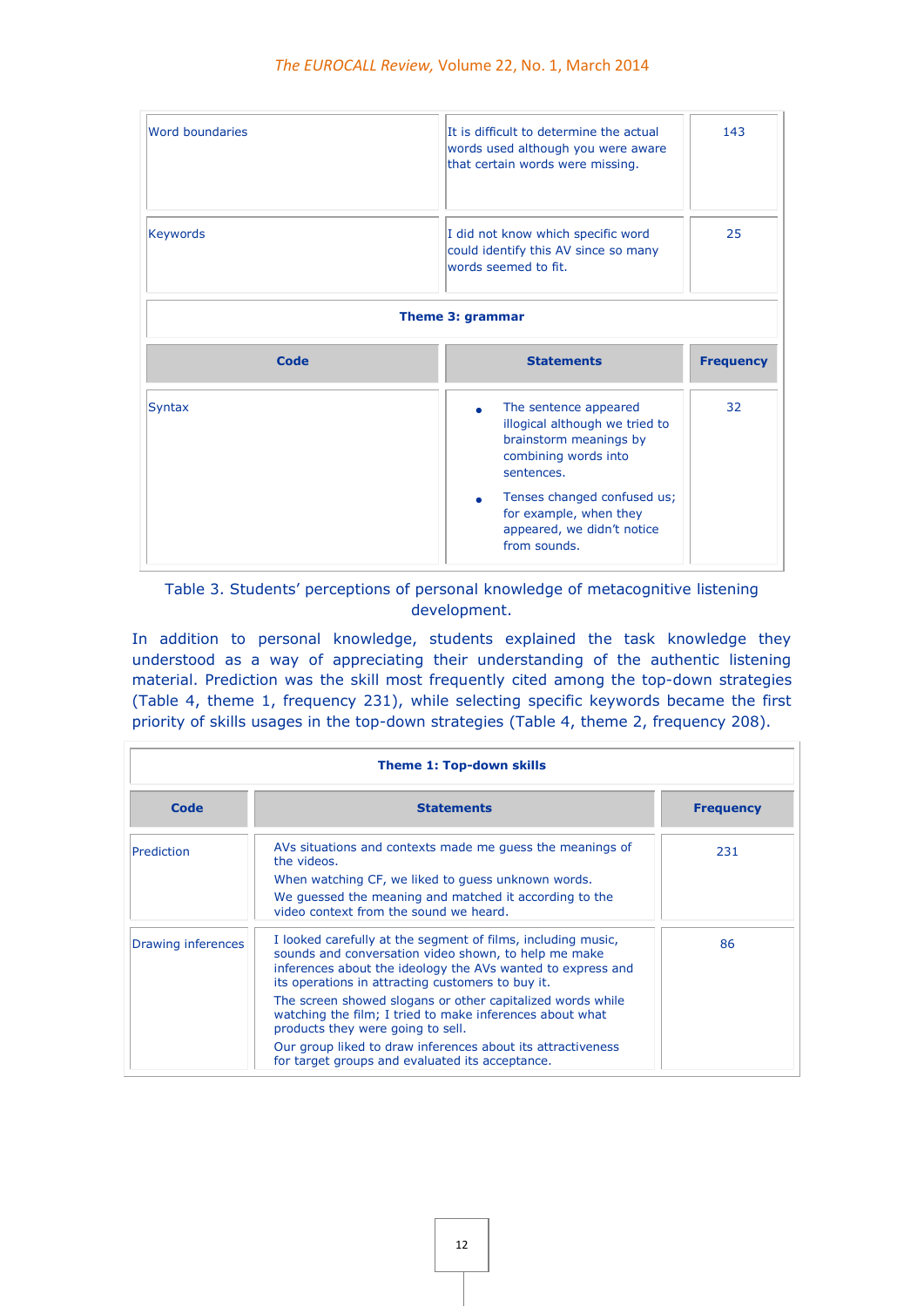| Word boundaries | It is difficult to determine the actual words used although you were aware that certain words were missing. | 143 |
|---|---|---|
| Keywords | I did not know which specific word could identify this AV since so many words seemed to fit. | 25 |
| **Theme 3: grammar** | | |
| **Code** | **Statements** | **Frequency** |
| Syntax | • The sentence appeared illogical although we tried to brainstorm meanings by combining words into sentences.<br>• Tenses changed confused us; for example, when they appeared, we didn't notice from sounds. | 32 |

Table 3. Students' perceptions of personal knowledge of metacognitive listening development.

In addition to personal knowledge, students explained the task knowledge they understood as a way of appreciating their understanding of the authentic listening material. Prediction was the skill most frequently cited among the top-down strategies (Table 4, theme 1, frequency 231), while selecting specific keywords became the first priority of skills usages in the top-down strategies (Table 4, theme 2, frequency 208).

| **Theme 1: Top-down skills** | | |
|---|---|---|
| **Code** | **Statements** | **Frequency** |
| Prediction | AVs situations and contexts made me guess the meanings of the videos.<br>When watching CF, we liked to guess unknown words.<br>We guessed the meaning and matched it according to the video context from the sound we heard. | 231 |
| Drawing inferences | I looked carefully at the segment of films, including music, sounds and conversation video shown, to help me make inferences about the ideology the AVs wanted to express and its operations in attracting customers to buy it.<br>The screen showed slogans or other capitalized words while watching the film; I tried to make inferences about what products they were going to sell.<br>Our group liked to draw inferences about its attractiveness for target groups and evaluated its acceptance. | 86 |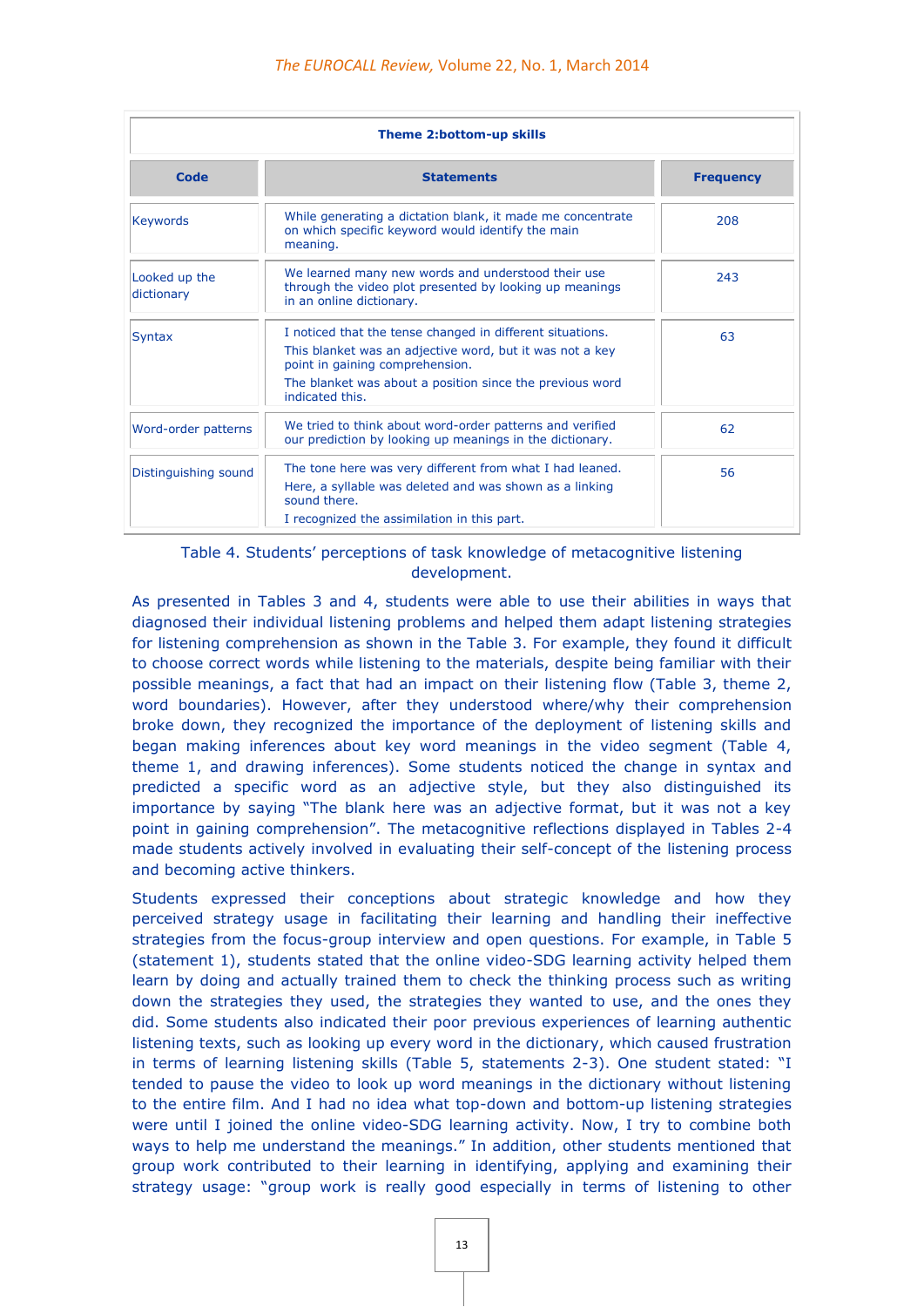| Theme 2:bottom-up skills | | |
|---|---|---|
| **Code** | **Statements** | **Frequency** |
| Keywords | While generating a dictation blank, it made me concentrate on which specific keyword would identify the main meaning. | 208 |
| Looked up the dictionary | We learned many new words and understood their use through the video plot presented by looking up meanings in an online dictionary. | 243 |
| Syntax | I noticed that the tense changed in different situations. This blanket was an adjective word, but it was not a key point in gaining comprehension. The blanket was about a position since the previous word indicated this. | 63 |
| Word-order patterns | We tried to think about word-order patterns and verified our prediction by looking up meanings in the dictionary. | 62 |
| Distinguishing sound | The tone here was very different from what I had leaned. Here, a syllable was deleted and was shown as a linking sound there. I recognized the assimilation in this part. | 56 |

Table 4. Students' perceptions of task knowledge of metacognitive listening development.

As presented in Tables 3 and 4, students were able to use their abilities in ways that diagnosed their individual listening problems and helped them adapt listening strategies for listening comprehension as shown in the Table 3. For example, they found it difficult to choose correct words while listening to the materials, despite being familiar with their possible meanings, a fact that had an impact on their listening flow (Table 3, theme 2, word boundaries). However, after they understood where/why their comprehension broke down, they recognized the importance of the deployment of listening skills and began making inferences about key word meanings in the video segment (Table 4, theme 1, and drawing inferences). Some students noticed the change in syntax and predicted a specific word as an adjective style, but they also distinguished its importance by saying "The blank here was an adjective format, but it was not a key point in gaining comprehension". The metacognitive reflections displayed in Tables 2-4 made students actively involved in evaluating their self-concept of the listening process and becoming active thinkers.

Students expressed their conceptions about strategic knowledge and how they perceived strategy usage in facilitating their learning and handling their ineffective strategies from the focus-group interview and open questions. For example, in Table 5 (statement 1), students stated that the online video-SDG learning activity helped them learn by doing and actually trained them to check the thinking process such as writing down the strategies they used, the strategies they wanted to use, and the ones they did. Some students also indicated their poor previous experiences of learning authentic listening texts, such as looking up every word in the dictionary, which caused frustration in terms of learning listening skills (Table 5, statements 2-3). One student stated: "I tended to pause the video to look up word meanings in the dictionary without listening to the entire film. And I had no idea what top-down and bottom-up listening strategies were until I joined the online video-SDG learning activity. Now, I try to combine both ways to help me understand the meanings." In addition, other students mentioned that group work contributed to their learning in identifying, applying and examining their strategy usage: "group work is really good especially in terms of listening to other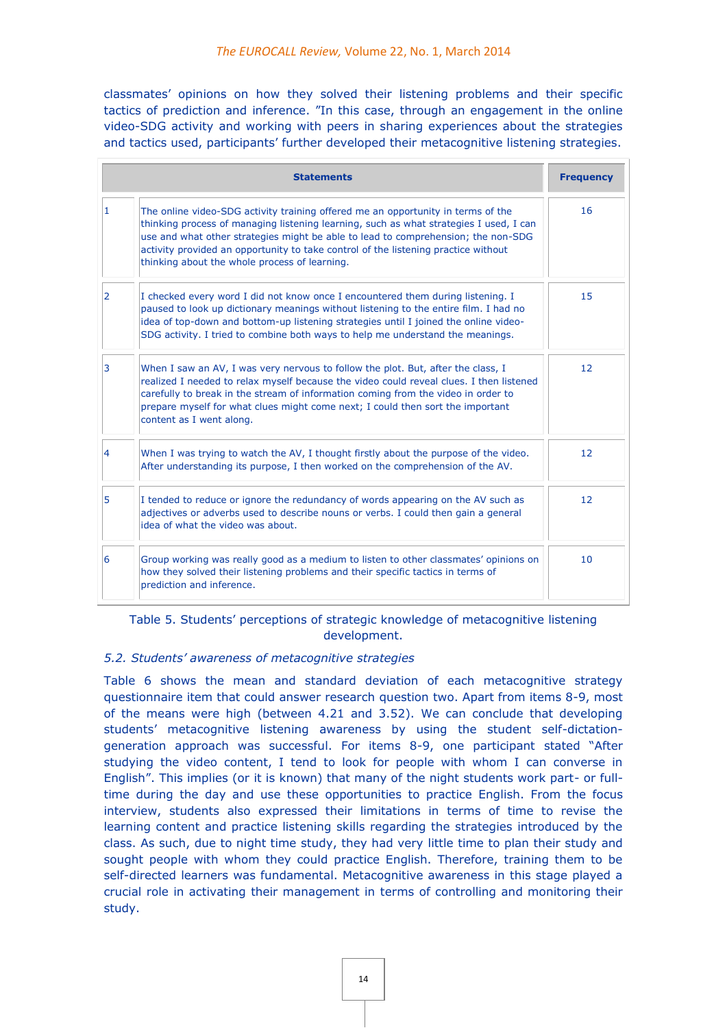classmates' opinions on how they solved their listening problems and their specific tactics of prediction and inference. "In this case, through an engagement in the online video-SDG activity and working with peers in sharing experiences about the strategies and tactics used, participants' further developed their metacognitive listening strategies.

| | Statements | Frequency |
|---|---|---|
| 1 | The online video-SDG activity training offered me an opportunity in terms of the thinking process of managing listening learning, such as what strategies I used, I can use and what other strategies might be able to lead to comprehension; the non-SDG activity provided an opportunity to take control of the listening practice without thinking about the whole process of learning. | 16 |
| 2 | I checked every word I did not know once I encountered them during listening. I paused to look up dictionary meanings without listening to the entire film. I had no idea of top-down and bottom-up listening strategies until I joined the online video-SDG activity. I tried to combine both ways to help me understand the meanings. | 15 |
| 3 | When I saw an AV, I was very nervous to follow the plot. But, after the class, I realized I needed to relax myself because the video could reveal clues. I then listened carefully to break in the stream of information coming from the video in order to prepare myself for what clues might come next; I could then sort the important content as I went along. | 12 |
| 4 | When I was trying to watch the AV, I thought firstly about the purpose of the video. After understanding its purpose, I then worked on the comprehension of the AV. | 12 |
| 5 | I tended to reduce or ignore the redundancy of words appearing on the AV such as adjectives or adverbs used to describe nouns or verbs. I could then gain a general idea of what the video was about. | 12 |
| 6 | Group working was really good as a medium to listen to other classmates' opinions on how they solved their listening problems and their specific tactics in terms of prediction and inference. | 10 |

Table 5. Students' perceptions of strategic knowledge of metacognitive listening development.

*5.2. Students' awareness of metacognitive strategies*

Table 6 shows the mean and standard deviation of each metacognitive strategy questionnaire item that could answer research question two. Apart from items 8-9, most of the means were high (between 4.21 and 3.52). We can conclude that developing students' metacognitive listening awareness by using the student self-dictation-generation approach was successful. For items 8-9, one participant stated "After studying the video content, I tend to look for people with whom I can converse in English". This implies (or it is known) that many of the night students work part- or full-time during the day and use these opportunities to practice English. From the focus interview, students also expressed their limitations in terms of time to revise the learning content and practice listening skills regarding the strategies introduced by the class. As such, due to night time study, they had very little time to plan their study and sought people with whom they could practice English. Therefore, training them to be self-directed learners was fundamental. Metacognitive awareness in this stage played a crucial role in activating their management in terms of controlling and monitoring their study.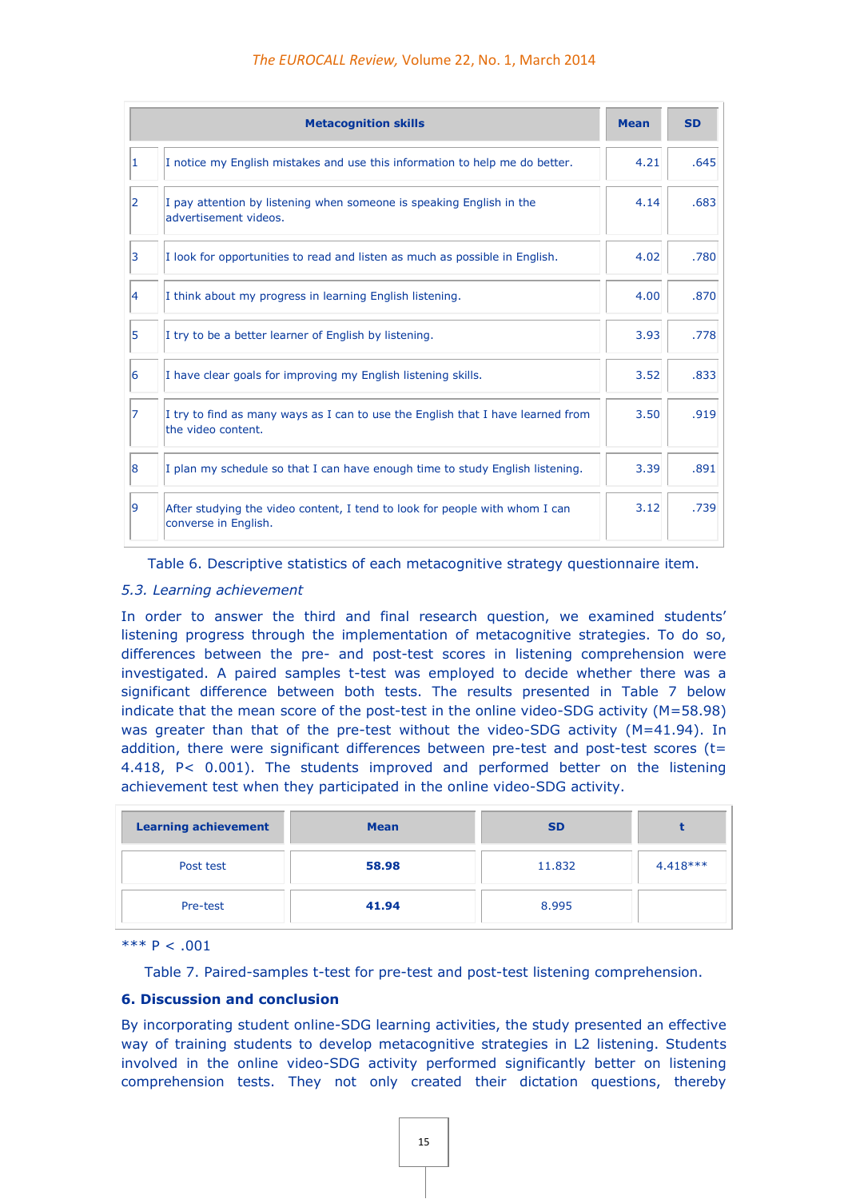| | Metacognition skills | Mean | SD |
|---|---|---|---|
| 1 | I notice my English mistakes and use this information to help me do better. | 4.21 | .645 |
| 2 | I pay attention by listening when someone is speaking English in the advertisement videos. | 4.14 | .683 |
| 3 | I look for opportunities to read and listen as much as possible in English. | 4.02 | .780 |
| 4 | I think about my progress in learning English listening. | 4.00 | .870 |
| 5 | I try to be a better learner of English by listening. | 3.93 | .778 |
| 6 | I have clear goals for improving my English listening skills. | 3.52 | .833 |
| 7 | I try to find as many ways as I can to use the English that I have learned from the video content. | 3.50 | .919 |
| 8 | I plan my schedule so that I can have enough time to study English listening. | 3.39 | .891 |
| 9 | After studying the video content, I tend to look for people with whom I can converse in English. | 3.12 | .739 |

Table 6. Descriptive statistics of each metacognitive strategy questionnaire item.

### *5.3. Learning achievement*

In order to answer the third and final research question, we examined students' listening progress through the implementation of metacognitive strategies. To do so, differences between the pre- and post-test scores in listening comprehension were investigated. A paired samples t-test was employed to decide whether there was a significant difference between both tests. The results presented in Table 7 below indicate that the mean score of the post-test in the online video-SDG activity ($M=58.98$) was greater than that of the pre-test without the video-SDG activity ($M=41.94$). In addition, there were significant differences between pre-test and post-test scores ($t= 4.418$, $P< 0.001$). The students improved and performed better on the listening achievement test when they participated in the online video-SDG activity.

| Learning achievement | Mean | SD | t |
|---|---|---|---|
| Post test | **58.98** | 11.832 | 4.418*** |
| Pre-test | **41.94** | 8.995 | |

*** P < .001

Table 7. Paired-samples t-test for pre-test and post-test listening comprehension.

## 6. Discussion and conclusion

By incorporating student online-SDG learning activities, the study presented an effective way of training students to develop metacognitive strategies in L2 listening. Students involved in the online video-SDG activity performed significantly better on listening comprehension tests. They not only created their dictation questions, thereby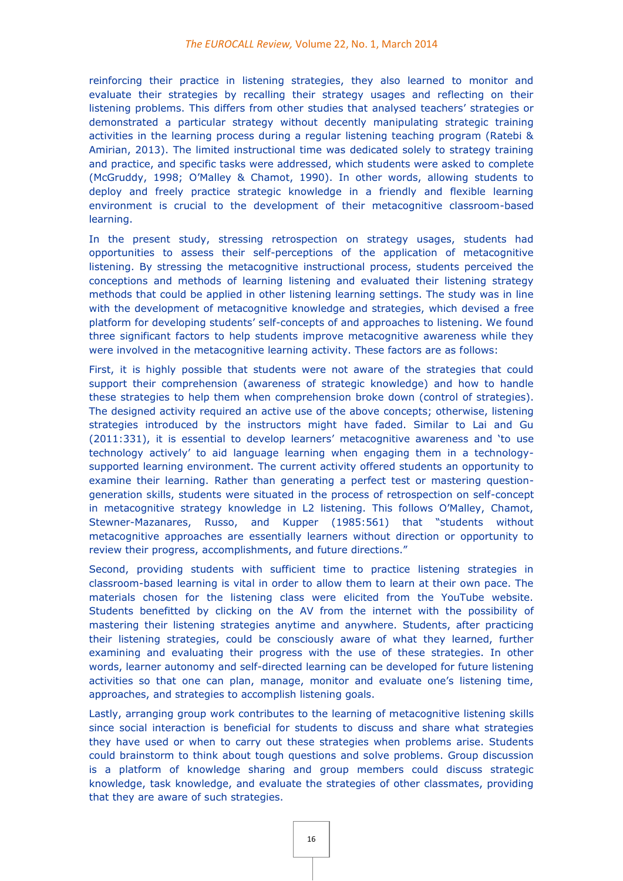reinforcing their practice in listening strategies, they also learned to monitor and evaluate their strategies by recalling their strategy usages and reflecting on their listening problems. This differs from other studies that analysed teachers' strategies or demonstrated a particular strategy without decently manipulating strategic training activities in the learning process during a regular listening teaching program (Ratebi & Amirian, 2013). The limited instructional time was dedicated solely to strategy training and practice, and specific tasks were addressed, which students were asked to complete (McGruddy, 1998; O'Malley & Chamot, 1990). In other words, allowing students to deploy and freely practice strategic knowledge in a friendly and flexible learning environment is crucial to the development of their metacognitive classroom-based learning.

In the present study, stressing retrospection on strategy usages, students had opportunities to assess their self-perceptions of the application of metacognitive listening. By stressing the metacognitive instructional process, students perceived the conceptions and methods of learning listening and evaluated their listening strategy methods that could be applied in other listening learning settings. The study was in line with the development of metacognitive knowledge and strategies, which devised a free platform for developing students' self-concepts of and approaches to listening. We found three significant factors to help students improve metacognitive awareness while they were involved in the metacognitive learning activity. These factors are as follows:

First, it is highly possible that students were not aware of the strategies that could support their comprehension (awareness of strategic knowledge) and how to handle these strategies to help them when comprehension broke down (control of strategies). The designed activity required an active use of the above concepts; otherwise, listening strategies introduced by the instructors might have faded. Similar to Lai and Gu (2011:331), it is essential to develop learners' metacognitive awareness and 'to use technology actively' to aid language learning when engaging them in a technology-supported learning environment. The current activity offered students an opportunity to examine their learning. Rather than generating a perfect test or mastering question-generation skills, students were situated in the process of retrospection on self-concept in metacognitive strategy knowledge in L2 listening. This follows O'Malley, Chamot, Stewner-Mazanares, Russo, and Kupper (1985:561) that "students without metacognitive approaches are essentially learners without direction or opportunity to review their progress, accomplishments, and future directions."

Second, providing students with sufficient time to practice listening strategies in classroom-based learning is vital in order to allow them to learn at their own pace. The materials chosen for the listening class were elicited from the YouTube website. Students benefitted by clicking on the AV from the internet with the possibility of mastering their listening strategies anytime and anywhere. Students, after practicing their listening strategies, could be consciously aware of what they learned, further examining and evaluating their progress with the use of these strategies. In other words, learner autonomy and self-directed learning can be developed for future listening activities so that one can plan, manage, monitor and evaluate one's listening time, approaches, and strategies to accomplish listening goals.

Lastly, arranging group work contributes to the learning of metacognitive listening skills since social interaction is beneficial for students to discuss and share what strategies they have used or when to carry out these strategies when problems arise. Students could brainstorm to think about tough questions and solve problems. Group discussion is a platform of knowledge sharing and group members could discuss strategic knowledge, task knowledge, and evaluate the strategies of other classmates, providing that they are aware of such strategies.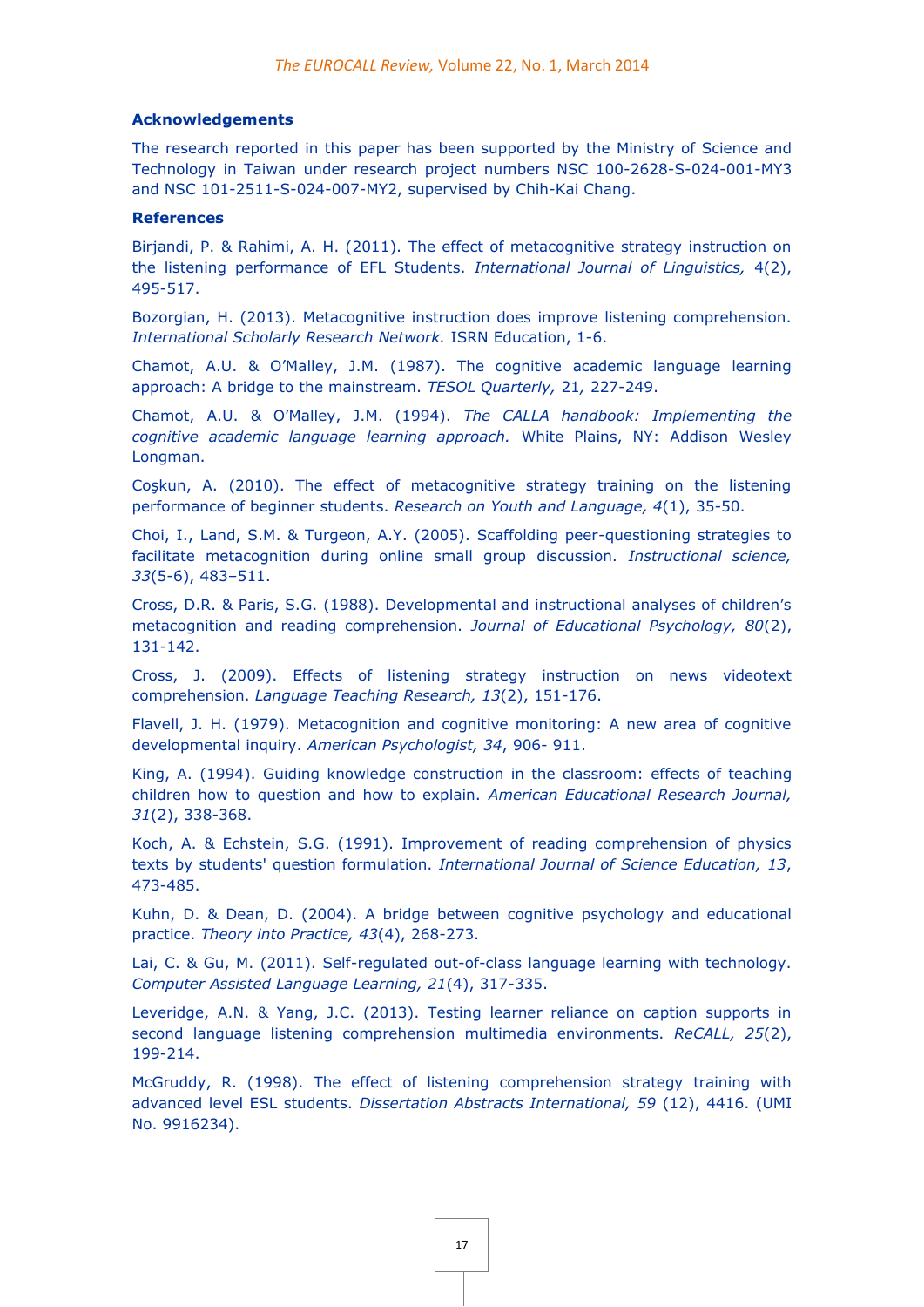### Acknowledgements

The research reported in this paper has been supported by the Ministry of Science and Technology in Taiwan under research project numbers NSC 100-2628-S-024-001-MY3 and NSC 101-2511-S-024-007-MY2, supervised by Chih-Kai Chang.

### References

Birjandi, P. & Rahimi, A. H. (2011). The effect of metacognitive strategy instruction on the listening performance of EFL Students. *International Journal of Linguistics,* 4(2), 495-517.

Bozorgian, H. (2013). Metacognitive instruction does improve listening comprehension. *International Scholarly Research Network.* ISRN Education, 1-6.

Chamot, A.U. & O'Malley, J.M. (1987). The cognitive academic language learning approach: A bridge to the mainstream. *TESOL Quarterly,* 21*,* 227-249.

Chamot, A.U. & O'Malley, J.M. (1994). *The CALLA handbook: Implementing the cognitive academic language learning approach.* White Plains, NY: Addison Wesley Longman.

Coşkun, A. (2010). The effect of metacognitive strategy training on the listening performance of beginner students. *Research on Youth and Language, 4*(1), 35-50.

Choi, I., Land, S.M. & Turgeon, A.Y. (2005). Scaffolding peer-questioning strategies to facilitate metacognition during online small group discussion. *Instructional science, 33*(5-6), 483–511.

Cross, D.R. & Paris, S.G. (1988). Developmental and instructional analyses of children's metacognition and reading comprehension. *Journal of Educational Psychology, 80*(2), 131-142.

Cross, J. (2009). Effects of listening strategy instruction on news videotext comprehension. *Language Teaching Research, 13*(2), 151-176.

Flavell, J. H. (1979). Metacognition and cognitive monitoring: A new area of cognitive developmental inquiry. *American Psychologist, 34*, 906- 911.

King, A. (1994). Guiding knowledge construction in the classroom: effects of teaching children how to question and how to explain. *American Educational Research Journal, 31*(2), 338-368.

Koch, A. & Echstein, S.G. (1991). Improvement of reading comprehension of physics texts by students' question formulation. *International Journal of Science Education, 13*, 473-485.

Kuhn, D. & Dean, D. (2004). A bridge between cognitive psychology and educational practice. *Theory into Practice, 43*(4), 268-273.

Lai, C. & Gu, M. (2011). Self-regulated out-of-class language learning with technology. *Computer Assisted Language Learning, 21*(4), 317-335.

Leveridge, A.N. & Yang, J.C. (2013). Testing learner reliance on caption supports in second language listening comprehension multimedia environments. *ReCALL, 25*(2), 199-214.

McGruddy, R. (1998). The effect of listening comprehension strategy training with advanced level ESL students. *Dissertation Abstracts International, 59* (12), 4416. (UMI No. 9916234).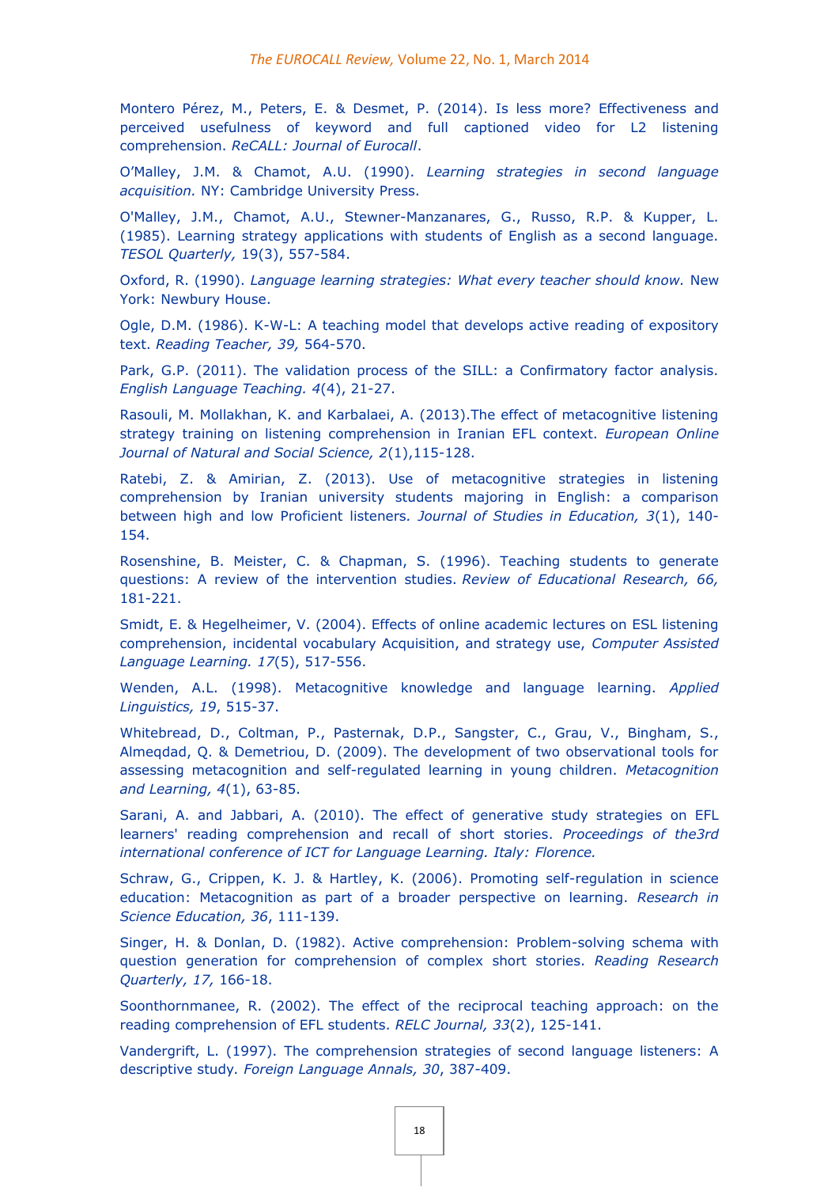Montero Pérez, M., Peters, E. & Desmet, P. (2014). Is less more? Effectiveness and perceived usefulness of keyword and full captioned video for L2 listening comprehension. *ReCALL: Journal of Eurocall*.

O'Malley, J.M. & Chamot, A.U. (1990). *Learning strategies in second language acquisition.* NY: Cambridge University Press.

O'Malley, J.M., Chamot, A.U., Stewner-Manzanares, G., Russo, R.P. & Kupper, L. (1985). Learning strategy applications with students of English as a second language. *TESOL Quarterly,* 19(3), 557-584.

Oxford, R. (1990). *Language learning strategies: What every teacher should know.* New York: Newbury House.

Ogle, D.M. (1986). K-W-L: A teaching model that develops active reading of expository text. *Reading Teacher, 39,* 564-570.

Park, G.P. (2011). The validation process of the SILL: a Confirmatory factor analysis. *English Language Teaching. 4*(4), 21-27.

Rasouli, M. Mollakhan, K. and Karbalaei, A. (2013).The effect of metacognitive listening strategy training on listening comprehension in Iranian EFL context. *European Online Journal of Natural and Social Science, 2*(1),115-128.

Ratebi, Z. & Amirian, Z. (2013). Use of metacognitive strategies in listening comprehension by Iranian university students majoring in English: a comparison between high and low Proficient listeners*. Journal of Studies in Education, 3*(1), 140-154.

Rosenshine, B. Meister, C. & Chapman, S. (1996). Teaching students to generate questions: A review of the intervention studies. *Review of Educational Research, 66,* 181-221.

Smidt, E. & Hegelheimer, V. (2004). Effects of online academic lectures on ESL listening comprehension, incidental vocabulary Acquisition, and strategy use, *Computer Assisted Language Learning. 17*(5), 517-556.

Wenden, A.L. (1998). Metacognitive knowledge and language learning. *Applied Linguistics, 19*, 515-37.

Whitebread, D., Coltman, P., Pasternak, D.P., Sangster, C., Grau, V., Bingham, S., Almeqdad, Q. & Demetriou, D. (2009). The development of two observational tools for assessing metacognition and self-regulated learning in young children. *Metacognition and Learning, 4*(1), 63-85.

Sarani, A. and Jabbari, A. (2010). The effect of generative study strategies on EFL learners' reading comprehension and recall of short stories. *Proceedings of the3rd international conference of ICT for Language Learning. Italy: Florence.*

Schraw, G., Crippen, K. J. & Hartley, K. (2006). Promoting self-regulation in science education: Metacognition as part of a broader perspective on learning. *Research in Science Education, 36*, 111-139.

Singer, H. & Donlan, D. (1982). Active comprehension: Problem-solving schema with question generation for comprehension of complex short stories. *Reading Research Quarterly, 17,* 166-18.

Soonthornmanee, R. (2002). The effect of the reciprocal teaching approach: on the reading comprehension of EFL students. *RELC Journal, 33*(2), 125-141.

Vandergrift, L. (1997). The comprehension strategies of second language listeners: A descriptive study*. Foreign Language Annals, 30*, 387-409.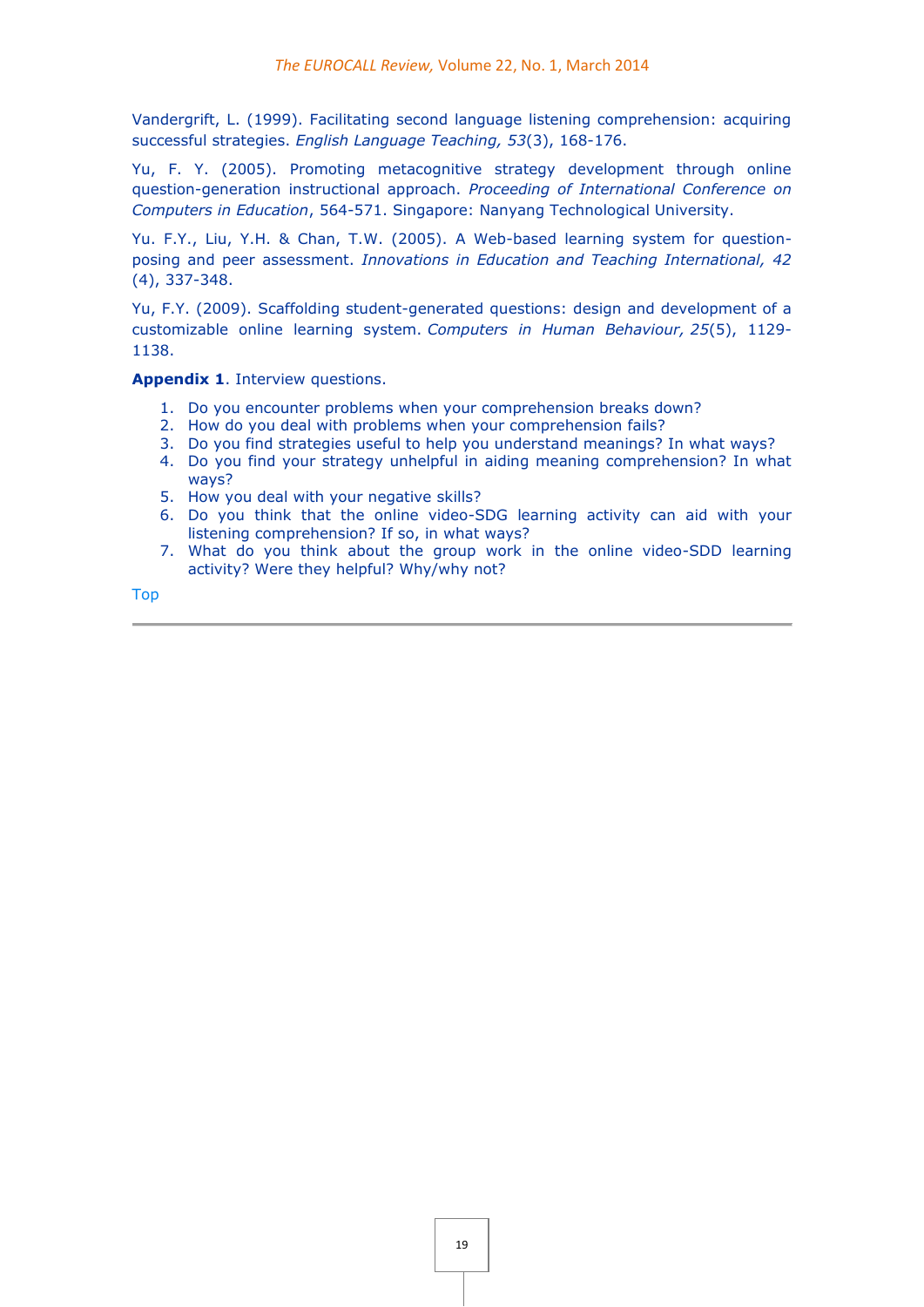Vandergrift, L. (1999). Facilitating second language listening comprehension: acquiring successful strategies. *English Language Teaching, 53*(3), 168-176.

Yu, F. Y. (2005). Promoting metacognitive strategy development through online question-generation instructional approach. *Proceeding of International Conference on Computers in Education*, 564-571. Singapore: Nanyang Technological University.

Yu. F.Y., Liu, Y.H. & Chan, T.W. (2005). A Web-based learning system for question-posing and peer assessment. *Innovations in Education and Teaching International, 42* (4), 337-348.

Yu, F.Y. (2009). Scaffolding student-generated questions: design and development of a customizable online learning system. *Computers in Human Behaviour, 25*(5), 1129-1138.

**Appendix 1**. Interview questions.

1. Do you encounter problems when your comprehension breaks down?
2. How do you deal with problems when your comprehension fails?
3. Do you find strategies useful to help you understand meanings? In what ways?
4. Do you find your strategy unhelpful in aiding meaning comprehension? In what ways?
5. How you deal with your negative skills?
6. Do you think that the online video-SDG learning activity can aid with your listening comprehension? If so, in what ways?
7. What do you think about the group work in the online video-SDD learning activity? Were they helpful? Why/why not?

Top